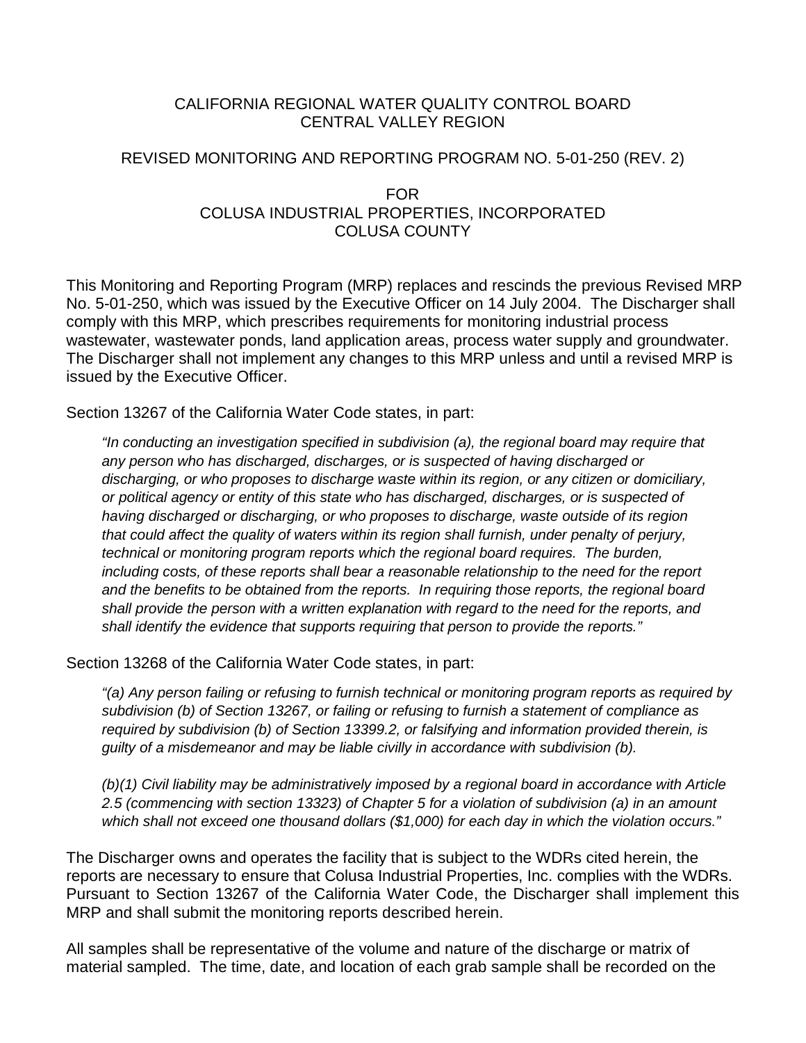CALIFORNIA REGIONAL WATER QUALITY CONTROL BOARD
CENTRAL VALLEY REGION

REVISED MONITORING AND REPORTING PROGRAM NO. 5-01-250 (REV. 2)

FOR
COLUSA INDUSTRIAL PROPERTIES, INCORPORATED
COLUSA COUNTY

This Monitoring and Reporting Program (MRP) replaces and rescinds the previous Revised MRP No. 5-01-250, which was issued by the Executive Officer on 14 July 2004. The Discharger shall comply with this MRP, which prescribes requirements for monitoring industrial process wastewater, wastewater ponds, land application areas, process water supply and groundwater. The Discharger shall not implement any changes to this MRP unless and until a revised MRP is issued by the Executive Officer.

Section 13267 of the California Water Code states, in part:

> *"In conducting an investigation specified in subdivision (a), the regional board may require that any person who has discharged, discharges, or is suspected of having discharged or discharging, or who proposes to discharge waste within its region, or any citizen or domiciliary, or political agency or entity of this state who has discharged, discharges, or is suspected of having discharged or discharging, or who proposes to discharge, waste outside of its region that could affect the quality of waters within its region shall furnish, under penalty of perjury, technical or monitoring program reports which the regional board requires. The burden, including costs, of these reports shall bear a reasonable relationship to the need for the report and the benefits to be obtained from the reports. In requiring those reports, the regional board shall provide the person with a written explanation with regard to the need for the reports, and shall identify the evidence that supports requiring that person to provide the reports."*

Section 13268 of the California Water Code states, in part:

> *"(a) Any person failing or refusing to furnish technical or monitoring program reports as required by subdivision (b) of Section 13267, or failing or refusing to furnish a statement of compliance as required by subdivision (b) of Section 13399.2, or falsifying and information provided therein, is guilty of a misdemeanor and may be liable civilly in accordance with subdivision (b).*
>
> *(b)(1) Civil liability may be administratively imposed by a regional board in accordance with Article 2.5 (commencing with section 13323) of Chapter 5 for a violation of subdivision (a) in an amount which shall not exceed one thousand dollars ($1,000) for each day in which the violation occurs."*

The Discharger owns and operates the facility that is subject to the WDRs cited herein, the reports are necessary to ensure that Colusa Industrial Properties, Inc. complies with the WDRs. Pursuant to Section 13267 of the California Water Code, the Discharger shall implement this MRP and shall submit the monitoring reports described herein.

All samples shall be representative of the volume and nature of the discharge or matrix of material sampled. The time, date, and location of each grab sample shall be recorded on the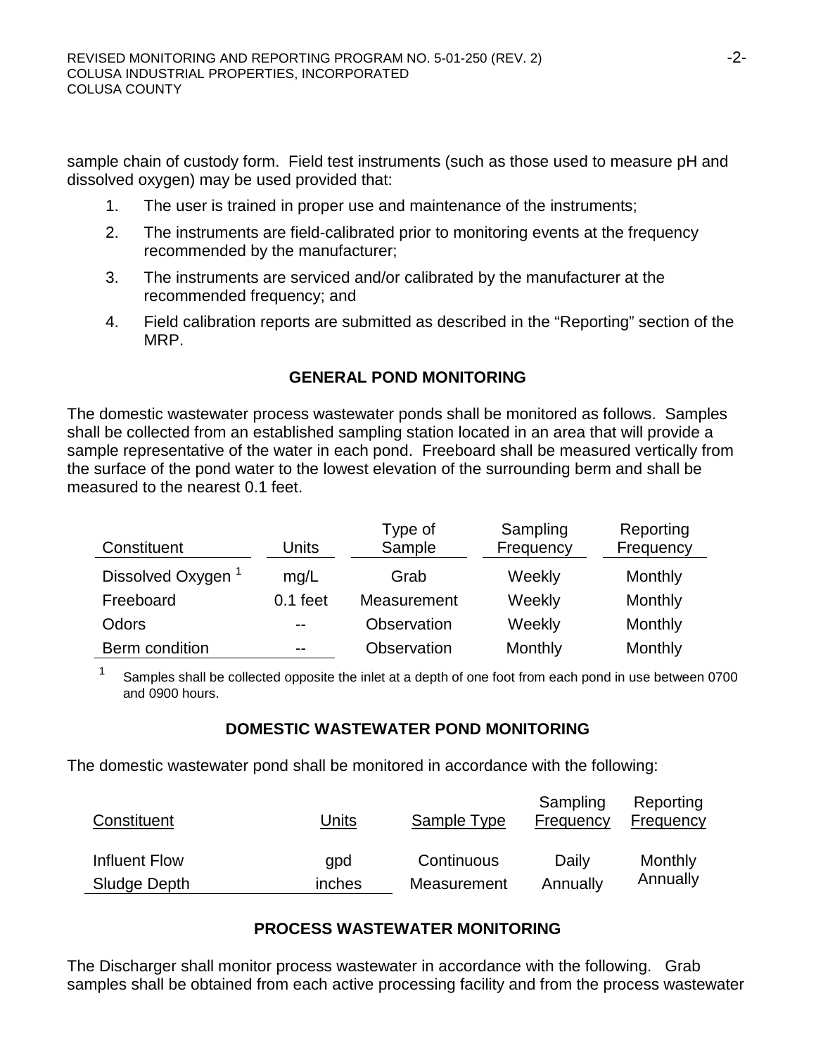sample chain of custody form. Field test instruments (such as those used to measure pH and dissolved oxygen) may be used provided that:

1. The user is trained in proper use and maintenance of the instruments;
2. The instruments are field-calibrated prior to monitoring events at the frequency recommended by the manufacturer;
3. The instruments are serviced and/or calibrated by the manufacturer at the recommended frequency; and
4. Field calibration reports are submitted as described in the "Reporting" section of the MRP.

## GENERAL POND MONITORING

The domestic wastewater process wastewater ponds shall be monitored as follows. Samples shall be collected from an established sampling station located in an area that will provide a sample representative of the water in each pond. Freeboard shall be measured vertically from the surface of the pond water to the lowest elevation of the surrounding berm and shall be measured to the nearest 0.1 feet.

| Constituent | Units | Type of Sample | Sampling Frequency | Reporting Frequency |
|---|---|---|---|---|
| Dissolved Oxygen [1] | mg/L | Grab | Weekly | Monthly |
| Freeboard | 0.1 feet | Measurement | Weekly | Monthly |
| Odors | -- | Observation | Weekly | Monthly |
| Berm condition | -- | Observation | Monthly | Monthly |

[1] Samples shall be collected opposite the inlet at a depth of one foot from each pond in use between 0700 and 0900 hours.

## DOMESTIC WASTEWATER POND MONITORING

The domestic wastewater pond shall be monitored in accordance with the following:

| Constituent | Units | Sample Type | Sampling Frequency | Reporting Frequency |
|---|---|---|---|---|
| Influent Flow | gpd | Continuous | Daily | Monthly |
| Sludge Depth | inches | Measurement | Annually | Annually |

## PROCESS WASTEWATER MONITORING

The Discharger shall monitor process wastewater in accordance with the following. Grab samples shall be obtained from each active processing facility and from the process wastewater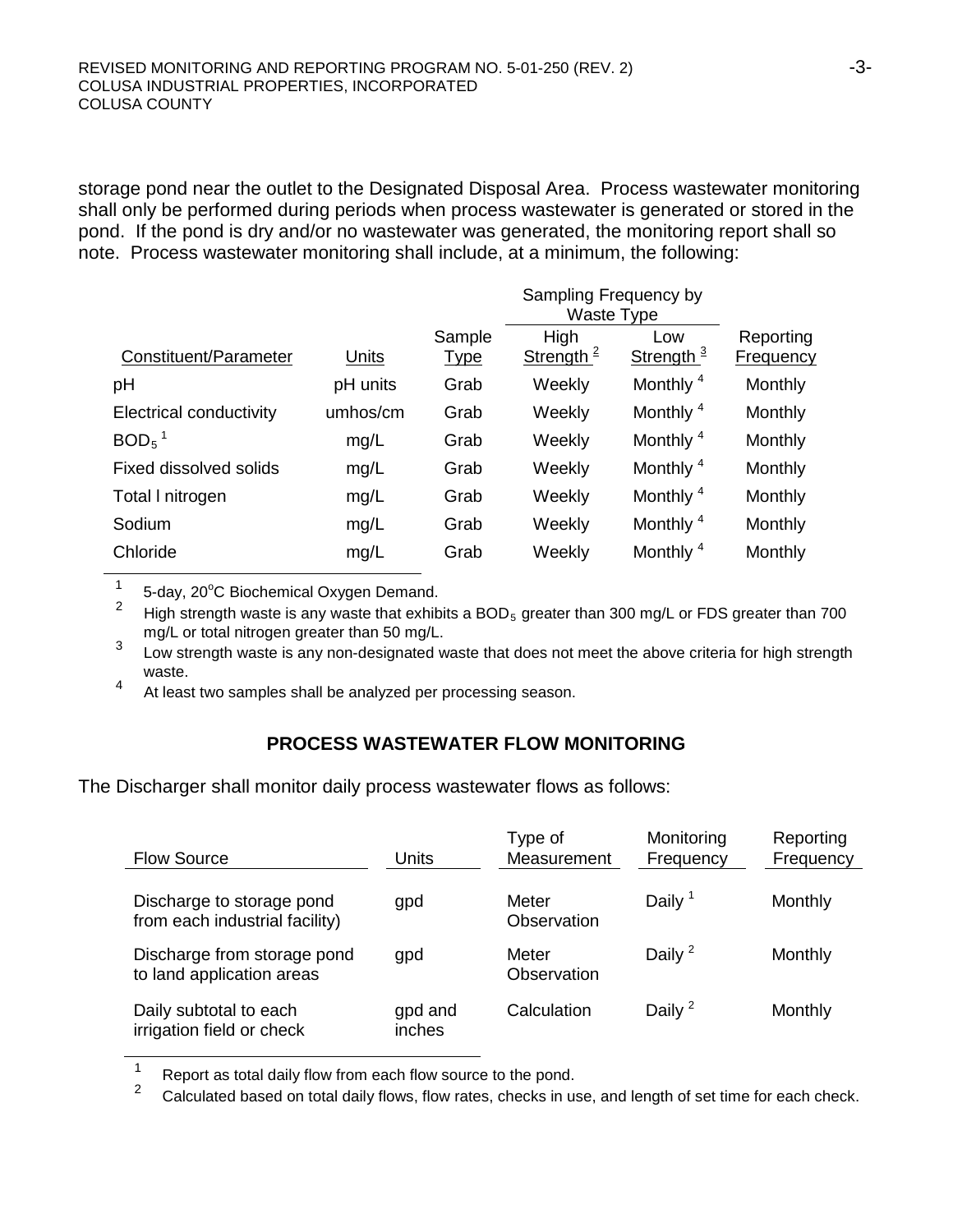storage pond near the outlet to the Designated Disposal Area. Process wastewater monitoring shall only be performed during periods when process wastewater is generated or stored in the pond. If the pond is dry and/or no wastewater was generated, the monitoring report shall so note. Process wastewater monitoring shall include, at a minimum, the following:

| Constituent/Parameter | Units | Sample Type | Sampling Frequency by Waste Type: High Strength [2] | Sampling Frequency by Waste Type: Low Strength [3] | Reporting Frequency |
|---|---|---|---|---|---|
| pH | pH units | Grab | Weekly | Monthly [4] | Monthly |
| Electrical conductivity | umhos/cm | Grab | Weekly | Monthly [4] | Monthly |
| $BOD_5$ [1] | mg/L | Grab | Weekly | Monthly [4] | Monthly |
| Fixed dissolved solids | mg/L | Grab | Weekly | Monthly [4] | Monthly |
| Total l nitrogen | mg/L | Grab | Weekly | Monthly [4] | Monthly |
| Sodium | mg/L | Grab | Weekly | Monthly [4] | Monthly |
| Chloride | mg/L | Grab | Weekly | Monthly [4] | Monthly |

[1] 5-day, 20°C Biochemical Oxygen Demand.

[2] High strength waste is any waste that exhibits a $BOD_5$ greater than 300 mg/L or FDS greater than 700 mg/L or total nitrogen greater than 50 mg/L.

[3] Low strength waste is any non-designated waste that does not meet the above criteria for high strength waste.

[4] At least two samples shall be analyzed per processing season.

## PROCESS WASTEWATER FLOW MONITORING

The Discharger shall monitor daily process wastewater flows as follows:

| Flow Source | Units | Type of Measurement | Monitoring Frequency | Reporting Frequency |
|---|---|---|---|---|
| Discharge to storage pond from each industrial facility) | gpd | Meter Observation | Daily [1] | Monthly |
| Discharge from storage pond to land application areas | gpd | Meter Observation | Daily [2] | Monthly |
| Daily subtotal to each irrigation field or check | gpd and inches | Calculation | Daily [2] | Monthly |

[1] Report as total daily flow from each flow source to the pond.

[2] Calculated based on total daily flows, flow rates, checks in use, and length of set time for each check.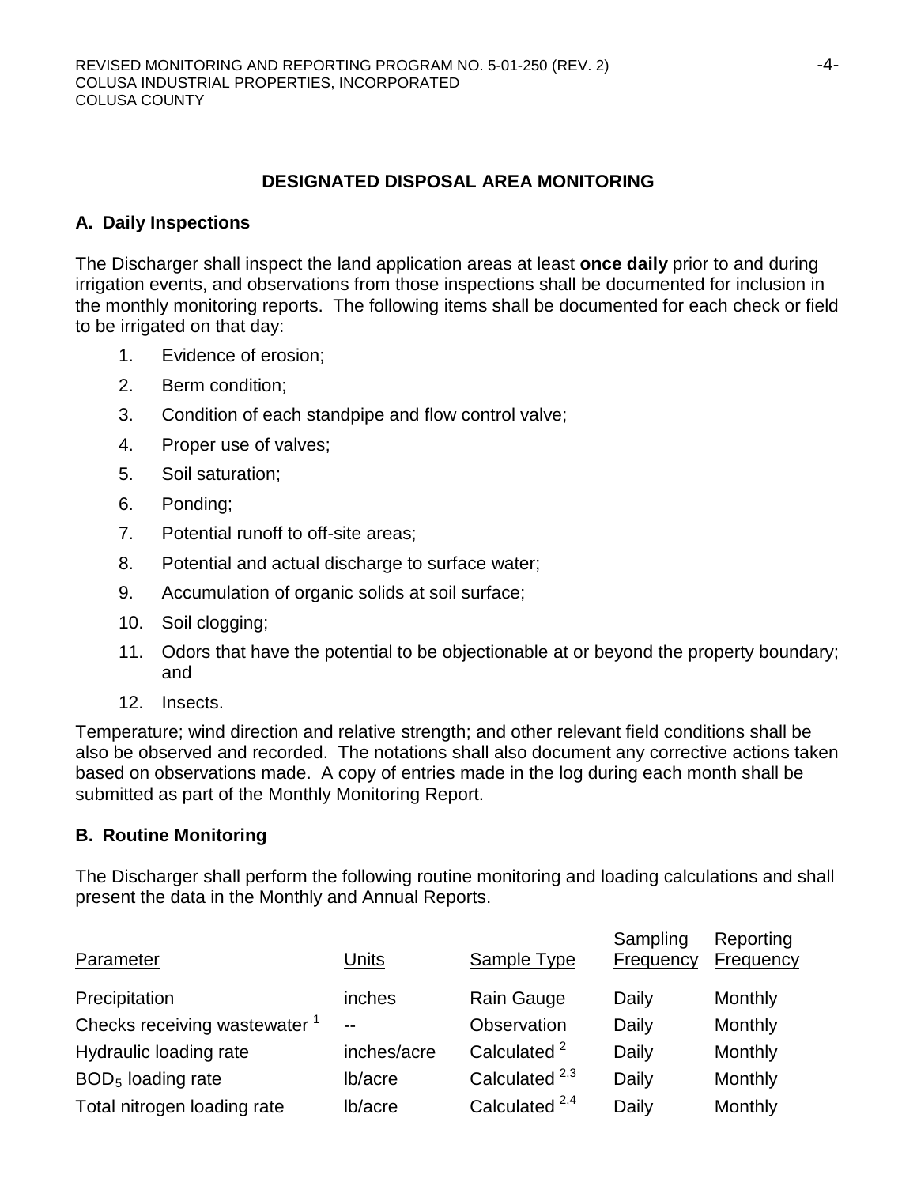## DESIGNATED DISPOSAL AREA MONITORING

### A. Daily Inspections

The Discharger shall inspect the land application areas at least **once daily** prior to and during irrigation events, and observations from those inspections shall be documented for inclusion in the monthly monitoring reports. The following items shall be documented for each check or field to be irrigated on that day:

1. Evidence of erosion;
2. Berm condition;
3. Condition of each standpipe and flow control valve;
4. Proper use of valves;
5. Soil saturation;
6. Ponding;
7. Potential runoff to off-site areas;
8. Potential and actual discharge to surface water;
9. Accumulation of organic solids at soil surface;
10. Soil clogging;
11. Odors that have the potential to be objectionable at or beyond the property boundary; and
12. Insects.

Temperature; wind direction and relative strength; and other relevant field conditions shall be also be observed and recorded. The notations shall also document any corrective actions taken based on observations made. A copy of entries made in the log during each month shall be submitted as part of the Monthly Monitoring Report.

### B. Routine Monitoring

The Discharger shall perform the following routine monitoring and loading calculations and shall present the data in the Monthly and Annual Reports.

| Parameter | Units | Sample Type | Sampling Frequency | Reporting Frequency |
|---|---|---|---|---|
| Precipitation | inches | Rain Gauge | Daily | Monthly |
| Checks receiving wastewater [1] | -- | Observation | Daily | Monthly |
| Hydraulic loading rate | inches/acre | Calculated [2] | Daily | Monthly |
| $BOD_5$ loading rate | lb/acre | Calculated [2,3] | Daily | Monthly |
| Total nitrogen loading rate | lb/acre | Calculated [2,4] | Daily | Monthly |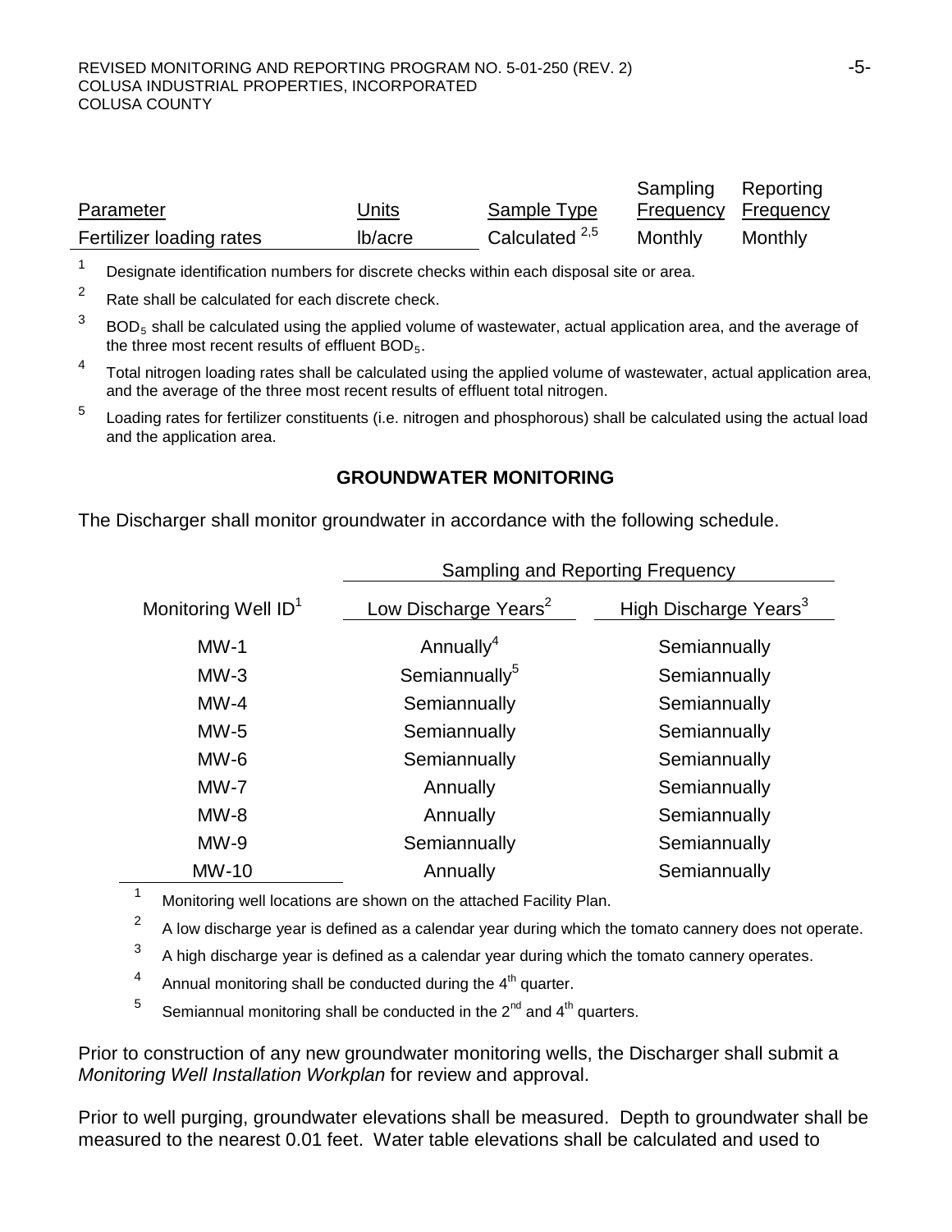| Parameter | Units | Sample Type | Sampling Frequency | Reporting Frequency |
|---|---|---|---|---|
| Fertilizer loading rates | lb/acre | Calculated [2,5] | Monthly | Monthly |

[1] Designate identification numbers for discrete checks within each disposal site or area.

[2] Rate shall be calculated for each discrete check.

[3] $BOD_5$ shall be calculated using the applied volume of wastewater, actual application area, and the average of the three most recent results of effluent $BOD_5$.

[4] Total nitrogen loading rates shall be calculated using the applied volume of wastewater, actual application area, and the average of the three most recent results of effluent total nitrogen.

[5] Loading rates for fertilizer constituents (i.e. nitrogen and phosphorous) shall be calculated using the actual load and the application area.

## GROUNDWATER MONITORING

The Discharger shall monitor groundwater in accordance with the following schedule.

| | Sampling and Reporting Frequency | |
|---|---|---|
| Monitoring Well ID[1] | Low Discharge Years[2] | High Discharge Years[3] |
| MW-1 | Annually[4] | Semiannually |
| MW-3 | Semiannually[5] | Semiannually |
| MW-4 | Semiannually | Semiannually |
| MW-5 | Semiannually | Semiannually |
| MW-6 | Semiannually | Semiannually |
| MW-7 | Annually | Semiannually |
| MW-8 | Annually | Semiannually |
| MW-9 | Semiannually | Semiannually |
| MW-10 | Annually | Semiannually |

[1] Monitoring well locations are shown on the attached Facility Plan.

[2] A low discharge year is defined as a calendar year during which the tomato cannery does not operate.

[3] A high discharge year is defined as a calendar year during which the tomato cannery operates.

[4] Annual monitoring shall be conducted during the 4th quarter.

[5] Semiannual monitoring shall be conducted in the 2nd and 4th quarters.

Prior to construction of any new groundwater monitoring wells, the Discharger shall submit a *Monitoring Well Installation Workplan* for review and approval.

Prior to well purging, groundwater elevations shall be measured. Depth to groundwater shall be measured to the nearest 0.01 feet. Water table elevations shall be calculated and used to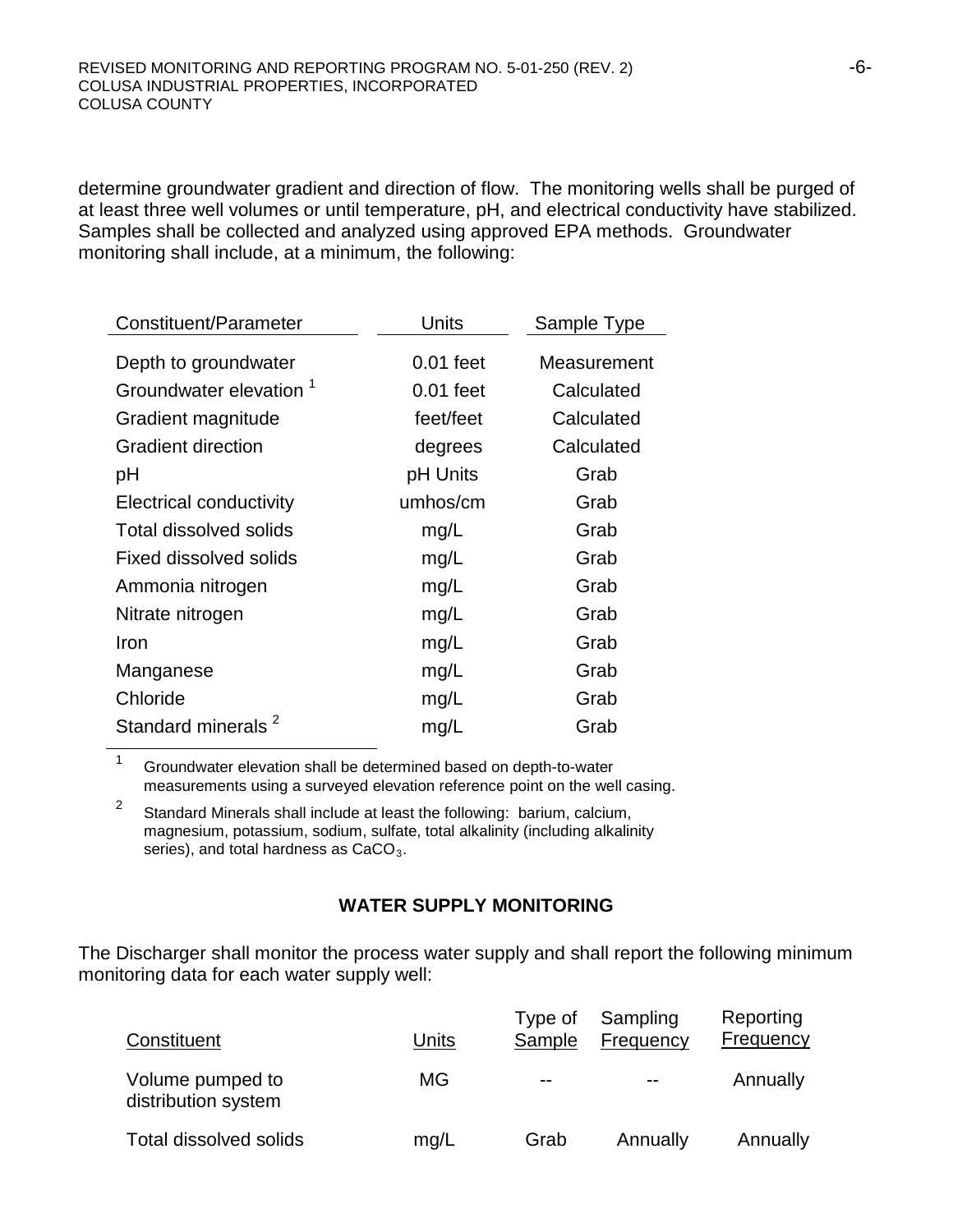determine groundwater gradient and direction of flow. The monitoring wells shall be purged of at least three well volumes or until temperature, pH, and electrical conductivity have stabilized. Samples shall be collected and analyzed using approved EPA methods. Groundwater monitoring shall include, at a minimum, the following:

| Constituent/Parameter | Units | Sample Type |
|---|---|---|
| Depth to groundwater | 0.01 feet | Measurement |
| Groundwater elevation [1] | 0.01 feet | Calculated |
| Gradient magnitude | feet/feet | Calculated |
| Gradient direction | degrees | Calculated |
| pH | pH Units | Grab |
| Electrical conductivity | umhos/cm | Grab |
| Total dissolved solids | mg/L | Grab |
| Fixed dissolved solids | mg/L | Grab |
| Ammonia nitrogen | mg/L | Grab |
| Nitrate nitrogen | mg/L | Grab |
| Iron | mg/L | Grab |
| Manganese | mg/L | Grab |
| Chloride | mg/L | Grab |
| Standard minerals [2] | mg/L | Grab |

[1] Groundwater elevation shall be determined based on depth-to-water measurements using a surveyed elevation reference point on the well casing.

[2] Standard Minerals shall include at least the following: barium, calcium, magnesium, potassium, sodium, sulfate, total alkalinity (including alkalinity series), and total hardness as $CaCO_3$.

## WATER SUPPLY MONITORING

The Discharger shall monitor the process water supply and shall report the following minimum monitoring data for each water supply well:

| Constituent | Units | Type of Sample | Sampling Frequency | Reporting Frequency |
|---|---|---|---|---|
| Volume pumped to distribution system | MG | -- | -- | Annually |
| Total dissolved solids | mg/L | Grab | Annually | Annually |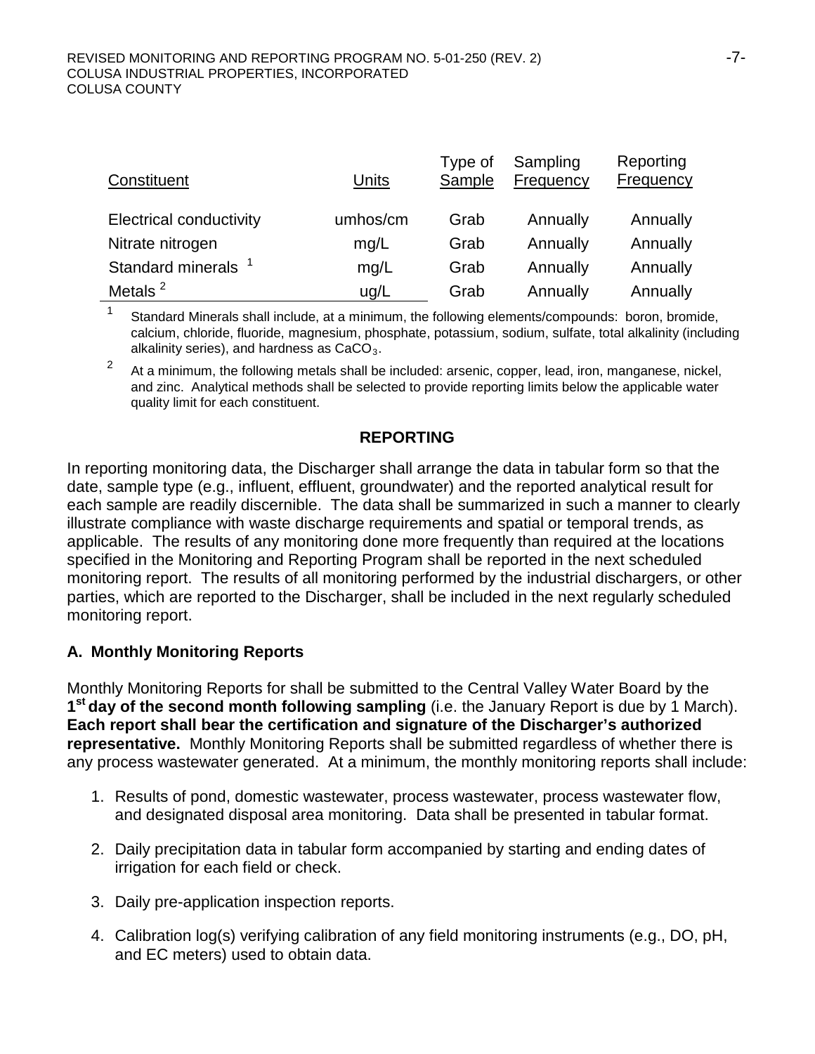| Constituent | Units | Type of Sample | Sampling Frequency | Reporting Frequency |
|---|---|---|---|---|
| Electrical conductivity | umhos/cm | Grab | Annually | Annually |
| Nitrate nitrogen | mg/L | Grab | Annually | Annually |
| Standard minerals [1] | mg/L | Grab | Annually | Annually |
| Metals [2] | ug/L | Grab | Annually | Annually |

[1] Standard Minerals shall include, at a minimum, the following elements/compounds: boron, bromide, calcium, chloride, fluoride, magnesium, phosphate, potassium, sodium, sulfate, total alkalinity (including alkalinity series), and hardness as $CaCO_3$.

[2] At a minimum, the following metals shall be included: arsenic, copper, lead, iron, manganese, nickel, and zinc. Analytical methods shall be selected to provide reporting limits below the applicable water quality limit for each constituent.

## REPORTING

In reporting monitoring data, the Discharger shall arrange the data in tabular form so that the date, sample type (e.g., influent, effluent, groundwater) and the reported analytical result for each sample are readily discernible. The data shall be summarized in such a manner to clearly illustrate compliance with waste discharge requirements and spatial or temporal trends, as applicable. The results of any monitoring done more frequently than required at the locations specified in the Monitoring and Reporting Program shall be reported in the next scheduled monitoring report. The results of all monitoring performed by the industrial dischargers, or other parties, which are reported to the Discharger, shall be included in the next regularly scheduled monitoring report.

### A. Monthly Monitoring Reports

Monthly Monitoring Reports for shall be submitted to the Central Valley Water Board by the **1st day of the second month following sampling** (i.e. the January Report is due by 1 March). **Each report shall bear the certification and signature of the Discharger's authorized representative.** Monthly Monitoring Reports shall be submitted regardless of whether there is any process wastewater generated. At a minimum, the monthly monitoring reports shall include:

1. Results of pond, domestic wastewater, process wastewater, process wastewater flow, and designated disposal area monitoring. Data shall be presented in tabular format.

2. Daily precipitation data in tabular form accompanied by starting and ending dates of irrigation for each field or check.

3. Daily pre-application inspection reports.

4. Calibration log(s) verifying calibration of any field monitoring instruments (e.g., DO, pH, and EC meters) used to obtain data.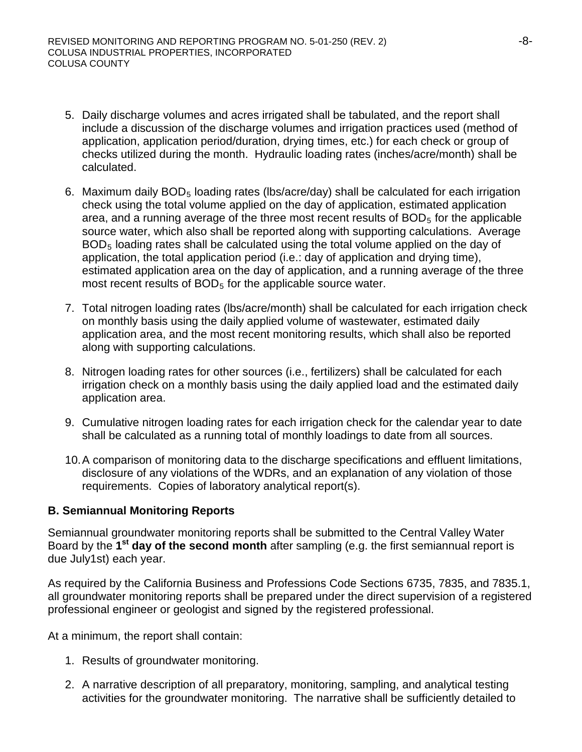5. Daily discharge volumes and acres irrigated shall be tabulated, and the report shall include a discussion of the discharge volumes and irrigation practices used (method of application, application period/duration, drying times, etc.) for each check or group of checks utilized during the month. Hydraulic loading rates (inches/acre/month) shall be calculated.

6. Maximum daily $BOD_5$ loading rates (lbs/acre/day) shall be calculated for each irrigation check using the total volume applied on the day of application, estimated application area, and a running average of the three most recent results of $BOD_5$ for the applicable source water, which also shall be reported along with supporting calculations. Average $BOD_5$ loading rates shall be calculated using the total volume applied on the day of application, the total application period (i.e.: day of application and drying time), estimated application area on the day of application, and a running average of the three most recent results of $BOD_5$ for the applicable source water.

7. Total nitrogen loading rates (lbs/acre/month) shall be calculated for each irrigation check on monthly basis using the daily applied volume of wastewater, estimated daily application area, and the most recent monitoring results, which shall also be reported along with supporting calculations.

8. Nitrogen loading rates for other sources (i.e., fertilizers) shall be calculated for each irrigation check on a monthly basis using the daily applied load and the estimated daily application area.

9. Cumulative nitrogen loading rates for each irrigation check for the calendar year to date shall be calculated as a running total of monthly loadings to date from all sources.

10. A comparison of monitoring data to the discharge specifications and effluent limitations, disclosure of any violations of the WDRs, and an explanation of any violation of those requirements. Copies of laboratory analytical report(s).

**B. Semiannual Monitoring Reports**

Semiannual groundwater monitoring reports shall be submitted to the Central Valley Water Board by the **1st day of the second month** after sampling (e.g. the first semiannual report is due July1st) each year.

As required by the California Business and Professions Code Sections 6735, 7835, and 7835.1, all groundwater monitoring reports shall be prepared under the direct supervision of a registered professional engineer or geologist and signed by the registered professional.

At a minimum, the report shall contain:

1. Results of groundwater monitoring.

2. A narrative description of all preparatory, monitoring, sampling, and analytical testing activities for the groundwater monitoring. The narrative shall be sufficiently detailed to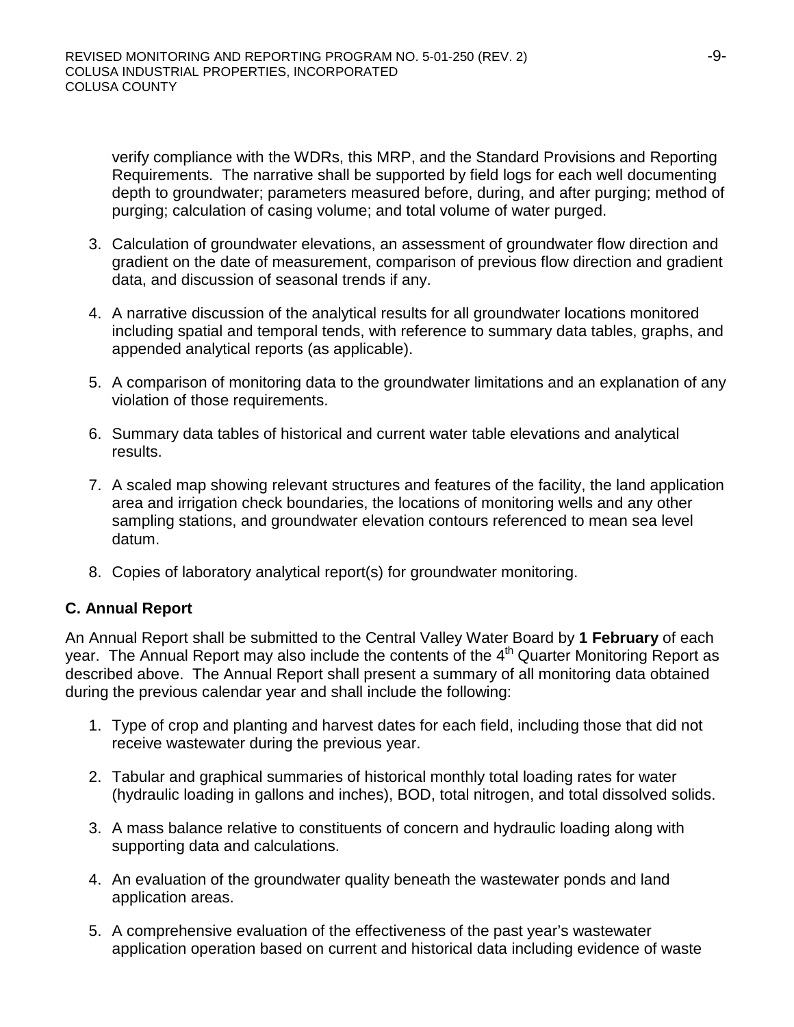verify compliance with the WDRs, this MRP, and the Standard Provisions and Reporting Requirements. The narrative shall be supported by field logs for each well documenting depth to groundwater; parameters measured before, during, and after purging; method of purging; calculation of casing volume; and total volume of water purged.

3. Calculation of groundwater elevations, an assessment of groundwater flow direction and gradient on the date of measurement, comparison of previous flow direction and gradient data, and discussion of seasonal trends if any.

4. A narrative discussion of the analytical results for all groundwater locations monitored including spatial and temporal tends, with reference to summary data tables, graphs, and appended analytical reports (as applicable).

5. A comparison of monitoring data to the groundwater limitations and an explanation of any violation of those requirements.

6. Summary data tables of historical and current water table elevations and analytical results.

7. A scaled map showing relevant structures and features of the facility, the land application area and irrigation check boundaries, the locations of monitoring wells and any other sampling stations, and groundwater elevation contours referenced to mean sea level datum.

8. Copies of laboratory analytical report(s) for groundwater monitoring.

### C. Annual Report

An Annual Report shall be submitted to the Central Valley Water Board by **1 February** of each year. The Annual Report may also include the contents of the 4th Quarter Monitoring Report as described above. The Annual Report shall present a summary of all monitoring data obtained during the previous calendar year and shall include the following:

1. Type of crop and planting and harvest dates for each field, including those that did not receive wastewater during the previous year.

2. Tabular and graphical summaries of historical monthly total loading rates for water (hydraulic loading in gallons and inches), BOD, total nitrogen, and total dissolved solids.

3. A mass balance relative to constituents of concern and hydraulic loading along with supporting data and calculations.

4. An evaluation of the groundwater quality beneath the wastewater ponds and land application areas.

5. A comprehensive evaluation of the effectiveness of the past year's wastewater application operation based on current and historical data including evidence of waste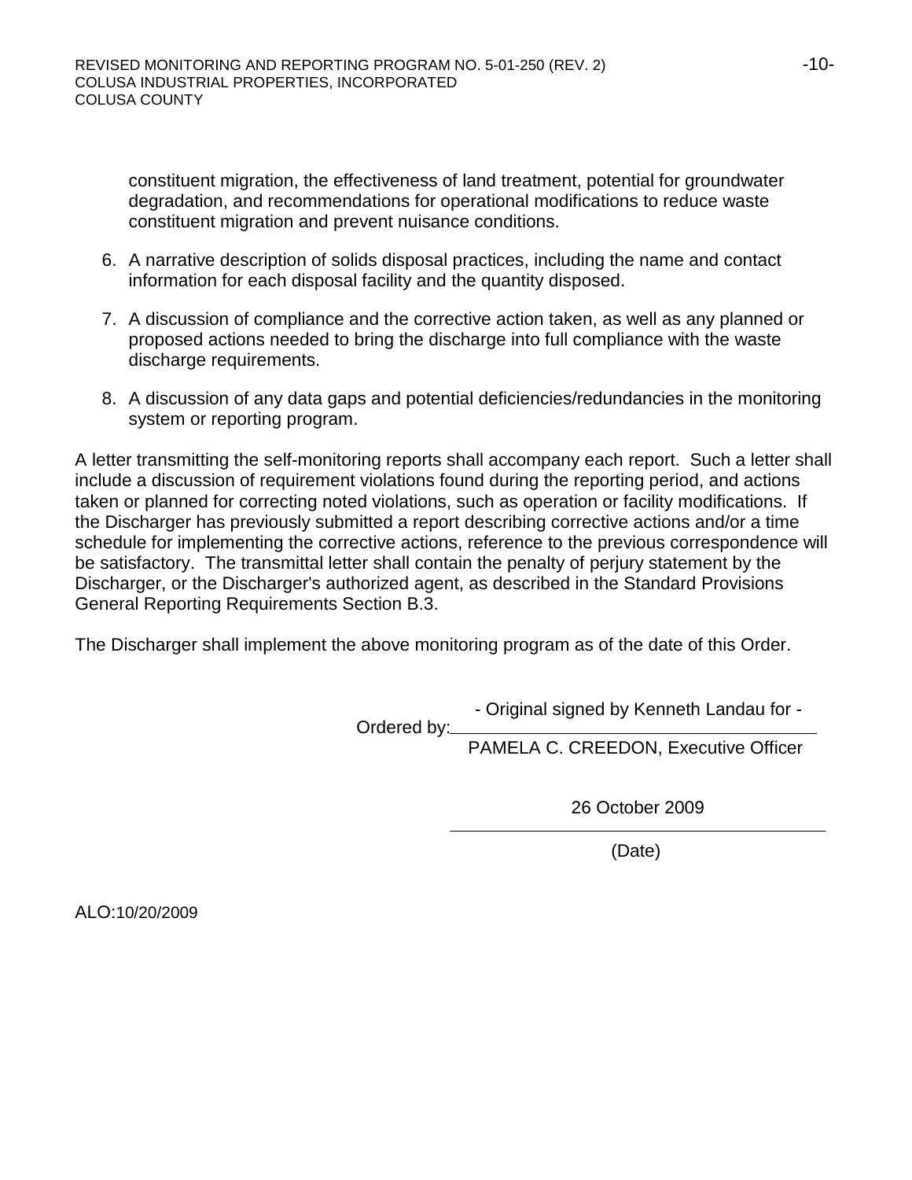constituent migration, the effectiveness of land treatment, potential for groundwater degradation, and recommendations for operational modifications to reduce waste constituent migration and prevent nuisance conditions.

6. A narrative description of solids disposal practices, including the name and contact information for each disposal facility and the quantity disposed.

7. A discussion of compliance and the corrective action taken, as well as any planned or proposed actions needed to bring the discharge into full compliance with the waste discharge requirements.

8. A discussion of any data gaps and potential deficiencies/redundancies in the monitoring system or reporting program.

A letter transmitting the self-monitoring reports shall accompany each report. Such a letter shall include a discussion of requirement violations found during the reporting period, and actions taken or planned for correcting noted violations, such as operation or facility modifications. If the Discharger has previously submitted a report describing corrective actions and/or a time schedule for implementing the corrective actions, reference to the previous correspondence will be satisfactory. The transmittal letter shall contain the penalty of perjury statement by the Discharger, or the Discharger's authorized agent, as described in the Standard Provisions General Reporting Requirements Section B.3.

The Discharger shall implement the above monitoring program as of the date of this Order.

Ordered by: - Original signed by Kenneth Landau for -

PAMELA C. CREEDON, Executive Officer

26 October 2009

(Date)

ALO:10/20/2009